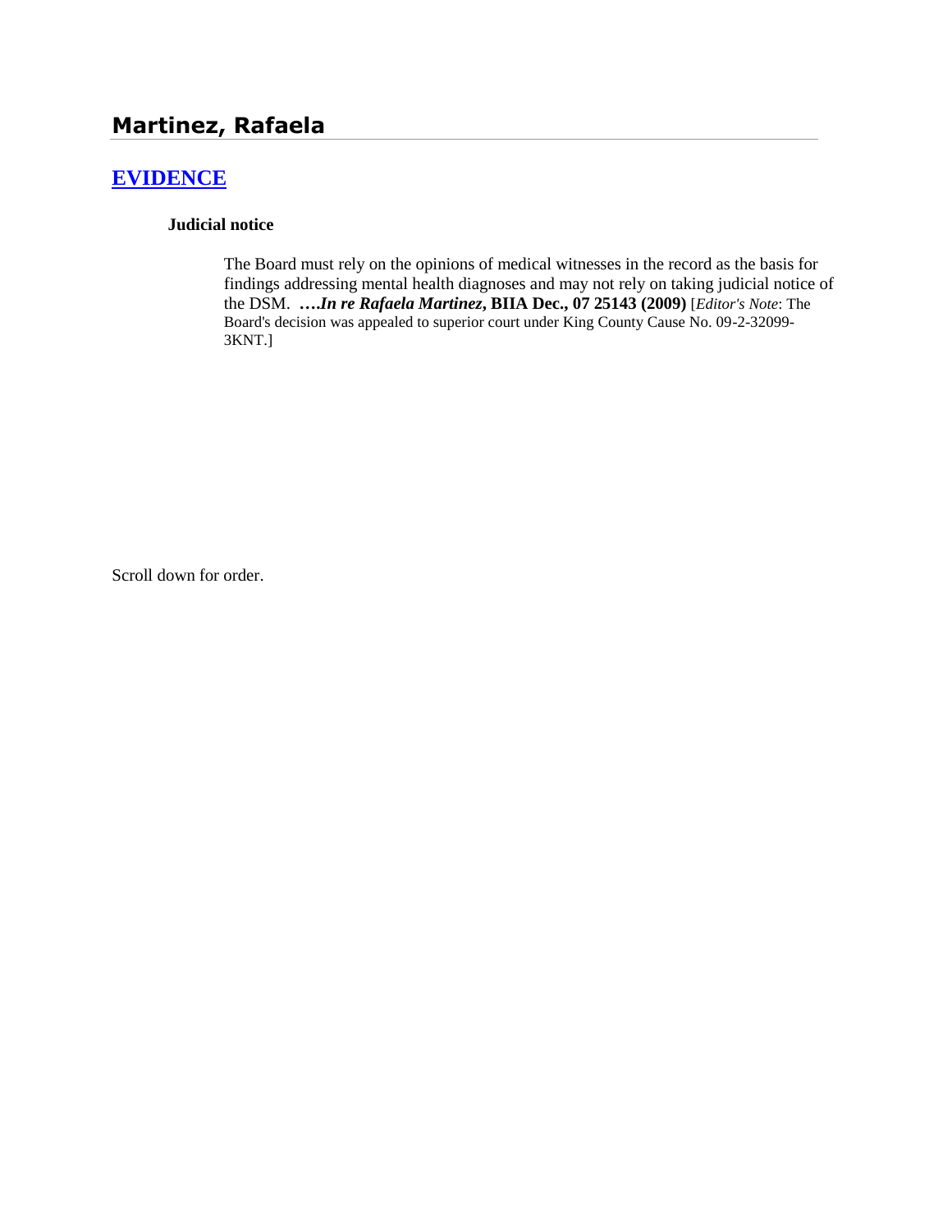## Martinez, Rafaela

### **EVIDENCE**

**Judicial notice**

The Board must rely on the opinions of medical witnesses in the record as the basis for findings addressing mental health diagnoses and may not rely on taking judicial notice of the DSM. ***….In re Rafaela Martinez*, BIIA Dec., 07 25143 (2009)** [*Editor's Note*: The Board's decision was appealed to superior court under King County Cause No. 09-2-32099-3KNT.]

Scroll down for order.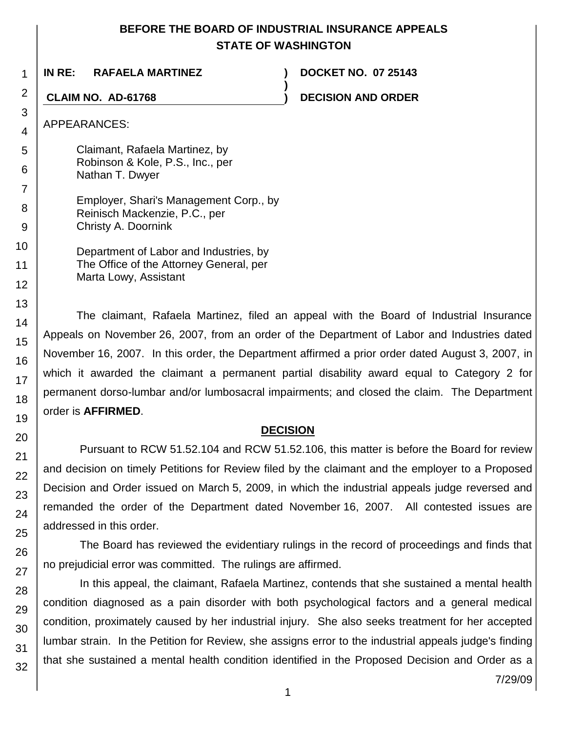**BEFORE THE BOARD OF INDUSTRIAL INSURANCE APPEALS**
**STATE OF WASHINGTON**

**IN RE: RAFAELA MARTINEZ** ) **DOCKET NO. 07 25143**
)
**CLAIM NO. AD-61768** ) **DECISION AND ORDER**

APPEARANCES:

Claimant, Rafaela Martinez, by
Robinson & Kole, P.S., Inc., per
Nathan T. Dwyer

Employer, Shari's Management Corp., by
Reinisch Mackenzie, P.C., per
Christy A. Doornink

Department of Labor and Industries, by
The Office of the Attorney General, per
Marta Lowy, Assistant

The claimant, Rafaela Martinez, filed an appeal with the Board of Industrial Insurance Appeals on November 26, 2007, from an order of the Department of Labor and Industries dated November 16, 2007. In this order, the Department affirmed a prior order dated August 3, 2007, in which it awarded the claimant a permanent partial disability award equal to Category 2 for permanent dorso-lumbar and/or lumbosacral impairments; and closed the claim. The Department order is **AFFIRMED**.

## DECISION

Pursuant to RCW 51.52.104 and RCW 51.52.106, this matter is before the Board for review and decision on timely Petitions for Review filed by the claimant and the employer to a Proposed Decision and Order issued on March 5, 2009, in which the industrial appeals judge reversed and remanded the order of the Department dated November 16, 2007. All contested issues are addressed in this order.

The Board has reviewed the evidentiary rulings in the record of proceedings and finds that no prejudicial error was committed. The rulings are affirmed.

In this appeal, the claimant, Rafaela Martinez, contends that she sustained a mental health condition diagnosed as a pain disorder with both psychological factors and a general medical condition, proximately caused by her industrial injury. She also seeks treatment for her accepted lumbar strain. In the Petition for Review, she assigns error to the industrial appeals judge's finding that she sustained a mental health condition identified in the Proposed Decision and Order as a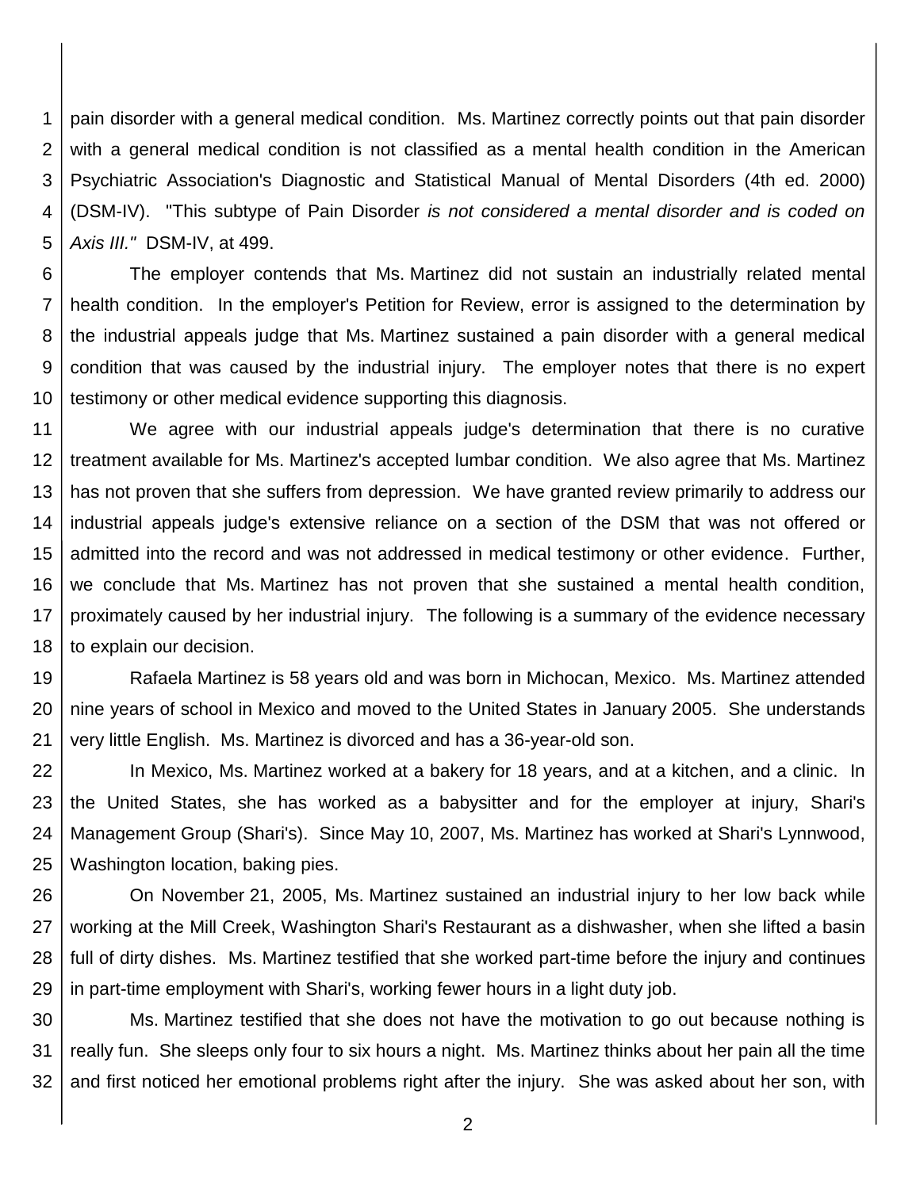pain disorder with a general medical condition. Ms. Martinez correctly points out that pain disorder with a general medical condition is not classified as a mental health condition in the American Psychiatric Association's Diagnostic and Statistical Manual of Mental Disorders (4th ed. 2000) (DSM-IV). "This subtype of Pain Disorder *is not considered a mental disorder and is coded on Axis III."* DSM-IV, at 499.

The employer contends that Ms. Martinez did not sustain an industrially related mental health condition. In the employer's Petition for Review, error is assigned to the determination by the industrial appeals judge that Ms. Martinez sustained a pain disorder with a general medical condition that was caused by the industrial injury. The employer notes that there is no expert testimony or other medical evidence supporting this diagnosis.

We agree with our industrial appeals judge's determination that there is no curative treatment available for Ms. Martinez's accepted lumbar condition. We also agree that Ms. Martinez has not proven that she suffers from depression. We have granted review primarily to address our industrial appeals judge's extensive reliance on a section of the DSM that was not offered or admitted into the record and was not addressed in medical testimony or other evidence. Further, we conclude that Ms. Martinez has not proven that she sustained a mental health condition, proximately caused by her industrial injury. The following is a summary of the evidence necessary to explain our decision.

Rafaela Martinez is 58 years old and was born in Michocan, Mexico. Ms. Martinez attended nine years of school in Mexico and moved to the United States in January 2005. She understands very little English. Ms. Martinez is divorced and has a 36-year-old son.

In Mexico, Ms. Martinez worked at a bakery for 18 years, and at a kitchen, and a clinic. In the United States, she has worked as a babysitter and for the employer at injury, Shari's Management Group (Shari's). Since May 10, 2007, Ms. Martinez has worked at Shari's Lynnwood, Washington location, baking pies.

On November 21, 2005, Ms. Martinez sustained an industrial injury to her low back while working at the Mill Creek, Washington Shari's Restaurant as a dishwasher, when she lifted a basin full of dirty dishes. Ms. Martinez testified that she worked part-time before the injury and continues in part-time employment with Shari's, working fewer hours in a light duty job.

Ms. Martinez testified that she does not have the motivation to go out because nothing is really fun. She sleeps only four to six hours a night. Ms. Martinez thinks about her pain all the time and first noticed her emotional problems right after the injury. She was asked about her son, with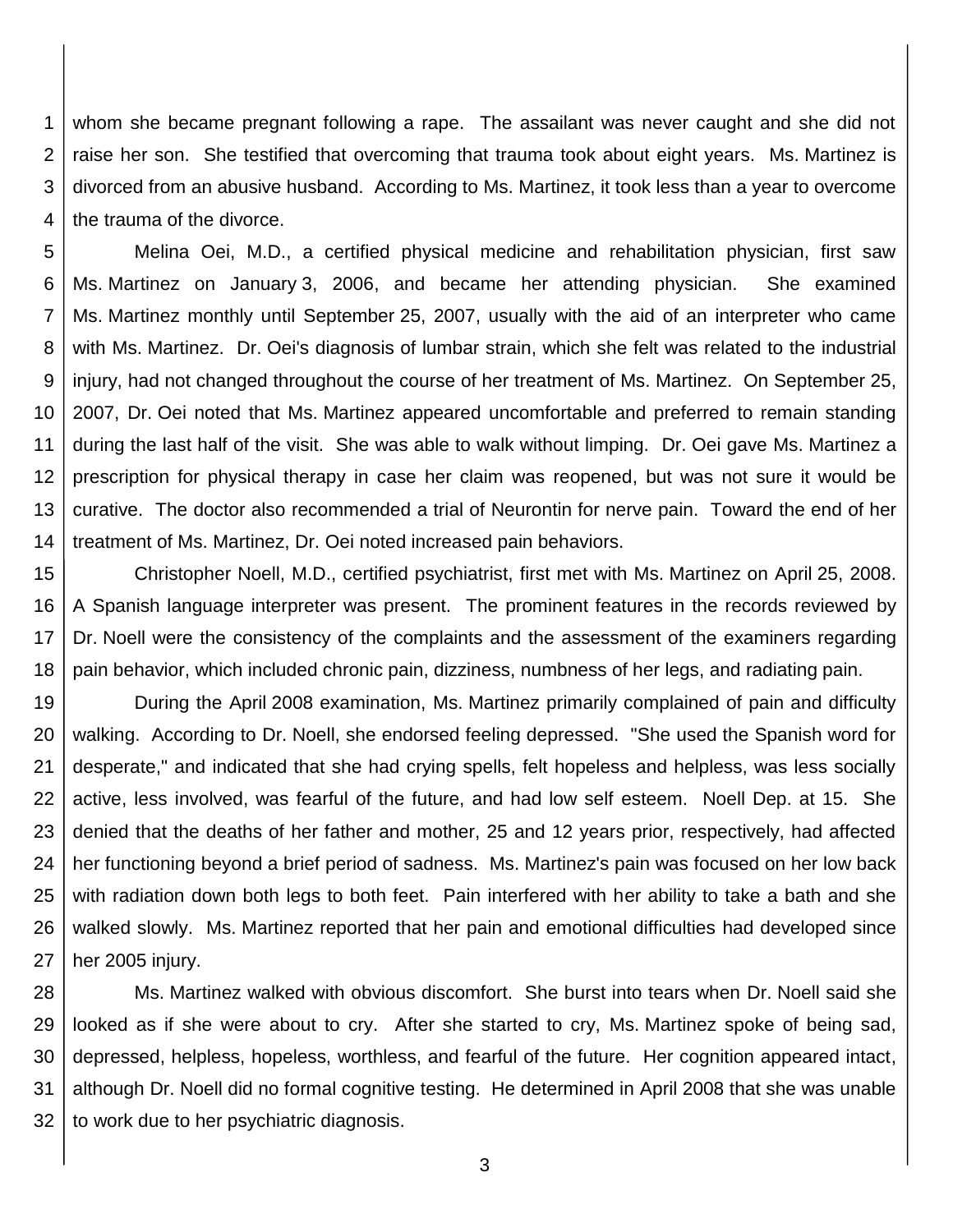whom she became pregnant following a rape. The assailant was never caught and she did not raise her son. She testified that overcoming that trauma took about eight years. Ms. Martinez is divorced from an abusive husband. According to Ms. Martinez, it took less than a year to overcome the trauma of the divorce.

Melina Oei, M.D., a certified physical medicine and rehabilitation physician, first saw Ms. Martinez on January 3, 2006, and became her attending physician. She examined Ms. Martinez monthly until September 25, 2007, usually with the aid of an interpreter who came with Ms. Martinez. Dr. Oei's diagnosis of lumbar strain, which she felt was related to the industrial injury, had not changed throughout the course of her treatment of Ms. Martinez. On September 25, 2007, Dr. Oei noted that Ms. Martinez appeared uncomfortable and preferred to remain standing during the last half of the visit. She was able to walk without limping. Dr. Oei gave Ms. Martinez a prescription for physical therapy in case her claim was reopened, but was not sure it would be curative. The doctor also recommended a trial of Neurontin for nerve pain. Toward the end of her treatment of Ms. Martinez, Dr. Oei noted increased pain behaviors.

Christopher Noell, M.D., certified psychiatrist, first met with Ms. Martinez on April 25, 2008. A Spanish language interpreter was present. The prominent features in the records reviewed by Dr. Noell were the consistency of the complaints and the assessment of the examiners regarding pain behavior, which included chronic pain, dizziness, numbness of her legs, and radiating pain.

During the April 2008 examination, Ms. Martinez primarily complained of pain and difficulty walking. According to Dr. Noell, she endorsed feeling depressed. "She used the Spanish word for desperate," and indicated that she had crying spells, felt hopeless and helpless, was less socially active, less involved, was fearful of the future, and had low self esteem. Noell Dep. at 15. She denied that the deaths of her father and mother, 25 and 12 years prior, respectively, had affected her functioning beyond a brief period of sadness. Ms. Martinez's pain was focused on her low back with radiation down both legs to both feet. Pain interfered with her ability to take a bath and she walked slowly. Ms. Martinez reported that her pain and emotional difficulties had developed since her 2005 injury.

Ms. Martinez walked with obvious discomfort. She burst into tears when Dr. Noell said she looked as if she were about to cry. After she started to cry, Ms. Martinez spoke of being sad, depressed, helpless, hopeless, worthless, and fearful of the future. Her cognition appeared intact, although Dr. Noell did no formal cognitive testing. He determined in April 2008 that she was unable to work due to her psychiatric diagnosis.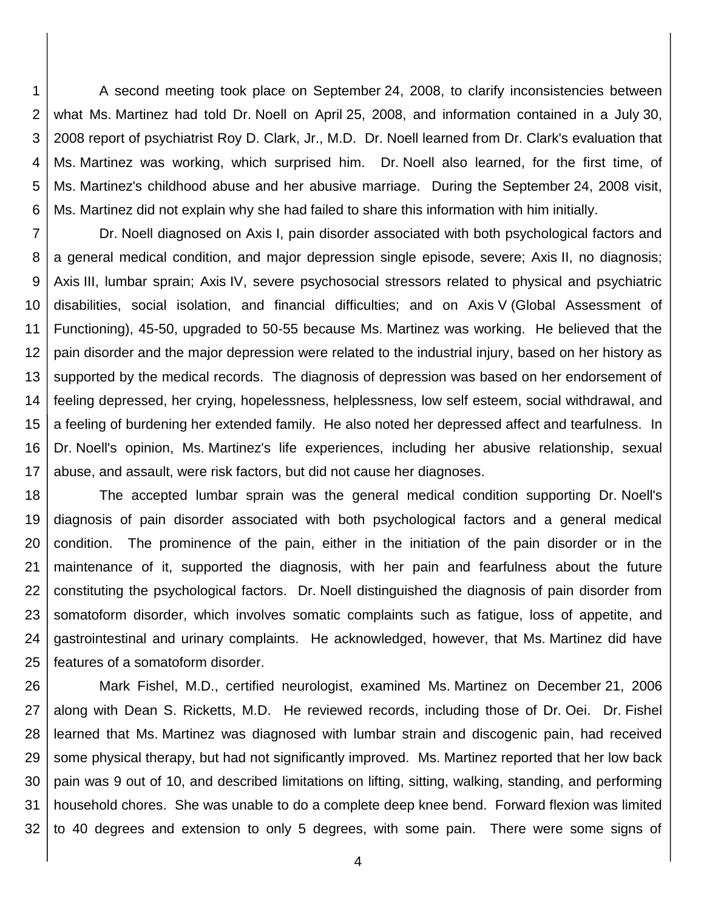A second meeting took place on September 24, 2008, to clarify inconsistencies between what Ms. Martinez had told Dr. Noell on April 25, 2008, and information contained in a July 30, 2008 report of psychiatrist Roy D. Clark, Jr., M.D. Dr. Noell learned from Dr. Clark's evaluation that Ms. Martinez was working, which surprised him. Dr. Noell also learned, for the first time, of Ms. Martinez's childhood abuse and her abusive marriage. During the September 24, 2008 visit, Ms. Martinez did not explain why she had failed to share this information with him initially.

Dr. Noell diagnosed on Axis I, pain disorder associated with both psychological factors and a general medical condition, and major depression single episode, severe; Axis II, no diagnosis; Axis III, lumbar sprain; Axis IV, severe psychosocial stressors related to physical and psychiatric disabilities, social isolation, and financial difficulties; and on Axis V (Global Assessment of Functioning), 45-50, upgraded to 50-55 because Ms. Martinez was working. He believed that the pain disorder and the major depression were related to the industrial injury, based on her history as supported by the medical records. The diagnosis of depression was based on her endorsement of feeling depressed, her crying, hopelessness, helplessness, low self esteem, social withdrawal, and a feeling of burdening her extended family. He also noted her depressed affect and tearfulness. In Dr. Noell's opinion, Ms. Martinez's life experiences, including her abusive relationship, sexual abuse, and assault, were risk factors, but did not cause her diagnoses.

The accepted lumbar sprain was the general medical condition supporting Dr. Noell's diagnosis of pain disorder associated with both psychological factors and a general medical condition. The prominence of the pain, either in the initiation of the pain disorder or in the maintenance of it, supported the diagnosis, with her pain and fearfulness about the future constituting the psychological factors. Dr. Noell distinguished the diagnosis of pain disorder from somatoform disorder, which involves somatic complaints such as fatigue, loss of appetite, and gastrointestinal and urinary complaints. He acknowledged, however, that Ms. Martinez did have features of a somatoform disorder.

Mark Fishel, M.D., certified neurologist, examined Ms. Martinez on December 21, 2006 along with Dean S. Ricketts, M.D. He reviewed records, including those of Dr. Oei. Dr. Fishel learned that Ms. Martinez was diagnosed with lumbar strain and discogenic pain, had received some physical therapy, but had not significantly improved. Ms. Martinez reported that her low back pain was 9 out of 10, and described limitations on lifting, sitting, walking, standing, and performing household chores. She was unable to do a complete deep knee bend. Forward flexion was limited to 40 degrees and extension to only 5 degrees, with some pain. There were some signs of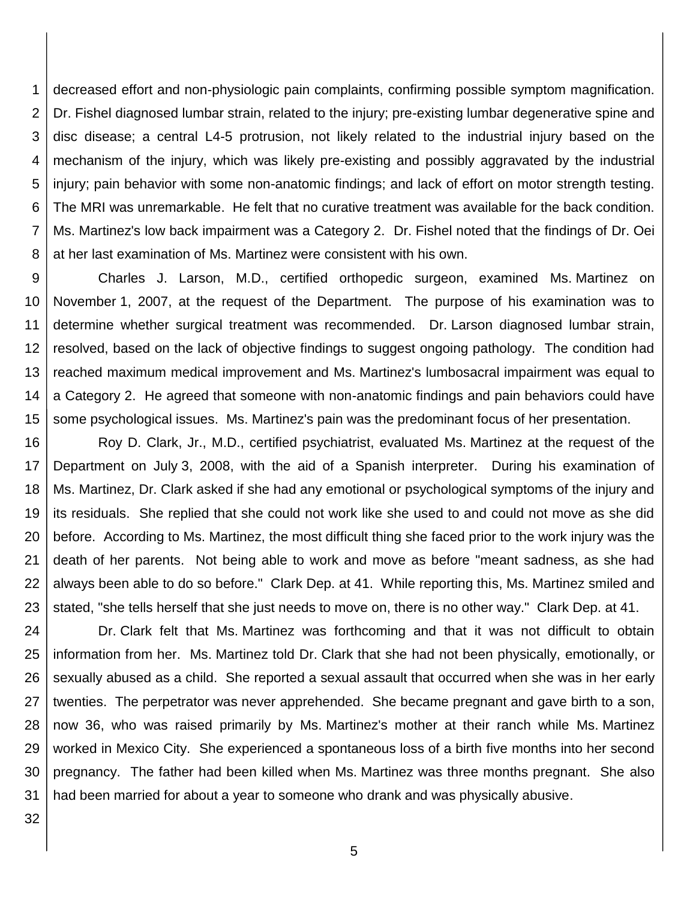decreased effort and non-physiologic pain complaints, confirming possible symptom magnification. Dr. Fishel diagnosed lumbar strain, related to the injury; pre-existing lumbar degenerative spine and disc disease; a central L4-5 protrusion, not likely related to the industrial injury based on the mechanism of the injury, which was likely pre-existing and possibly aggravated by the industrial injury; pain behavior with some non-anatomic findings; and lack of effort on motor strength testing. The MRI was unremarkable. He felt that no curative treatment was available for the back condition. Ms. Martinez's low back impairment was a Category 2. Dr. Fishel noted that the findings of Dr. Oei at her last examination of Ms. Martinez were consistent with his own.

Charles J. Larson, M.D., certified orthopedic surgeon, examined Ms. Martinez on November 1, 2007, at the request of the Department. The purpose of his examination was to determine whether surgical treatment was recommended. Dr. Larson diagnosed lumbar strain, resolved, based on the lack of objective findings to suggest ongoing pathology. The condition had reached maximum medical improvement and Ms. Martinez's lumbosacral impairment was equal to a Category 2. He agreed that someone with non-anatomic findings and pain behaviors could have some psychological issues. Ms. Martinez's pain was the predominant focus of her presentation.

Roy D. Clark, Jr., M.D., certified psychiatrist, evaluated Ms. Martinez at the request of the Department on July 3, 2008, with the aid of a Spanish interpreter. During his examination of Ms. Martinez, Dr. Clark asked if she had any emotional or psychological symptoms of the injury and its residuals. She replied that she could not work like she used to and could not move as she did before. According to Ms. Martinez, the most difficult thing she faced prior to the work injury was the death of her parents. Not being able to work and move as before "meant sadness, as she had always been able to do so before." Clark Dep. at 41. While reporting this, Ms. Martinez smiled and stated, "she tells herself that she just needs to move on, there is no other way." Clark Dep. at 41.

Dr. Clark felt that Ms. Martinez was forthcoming and that it was not difficult to obtain information from her. Ms. Martinez told Dr. Clark that she had not been physically, emotionally, or sexually abused as a child. She reported a sexual assault that occurred when she was in her early twenties. The perpetrator was never apprehended. She became pregnant and gave birth to a son, now 36, who was raised primarily by Ms. Martinez's mother at their ranch while Ms. Martinez worked in Mexico City. She experienced a spontaneous loss of a birth five months into her second pregnancy. The father had been killed when Ms. Martinez was three months pregnant. She also had been married for about a year to someone who drank and was physically abusive.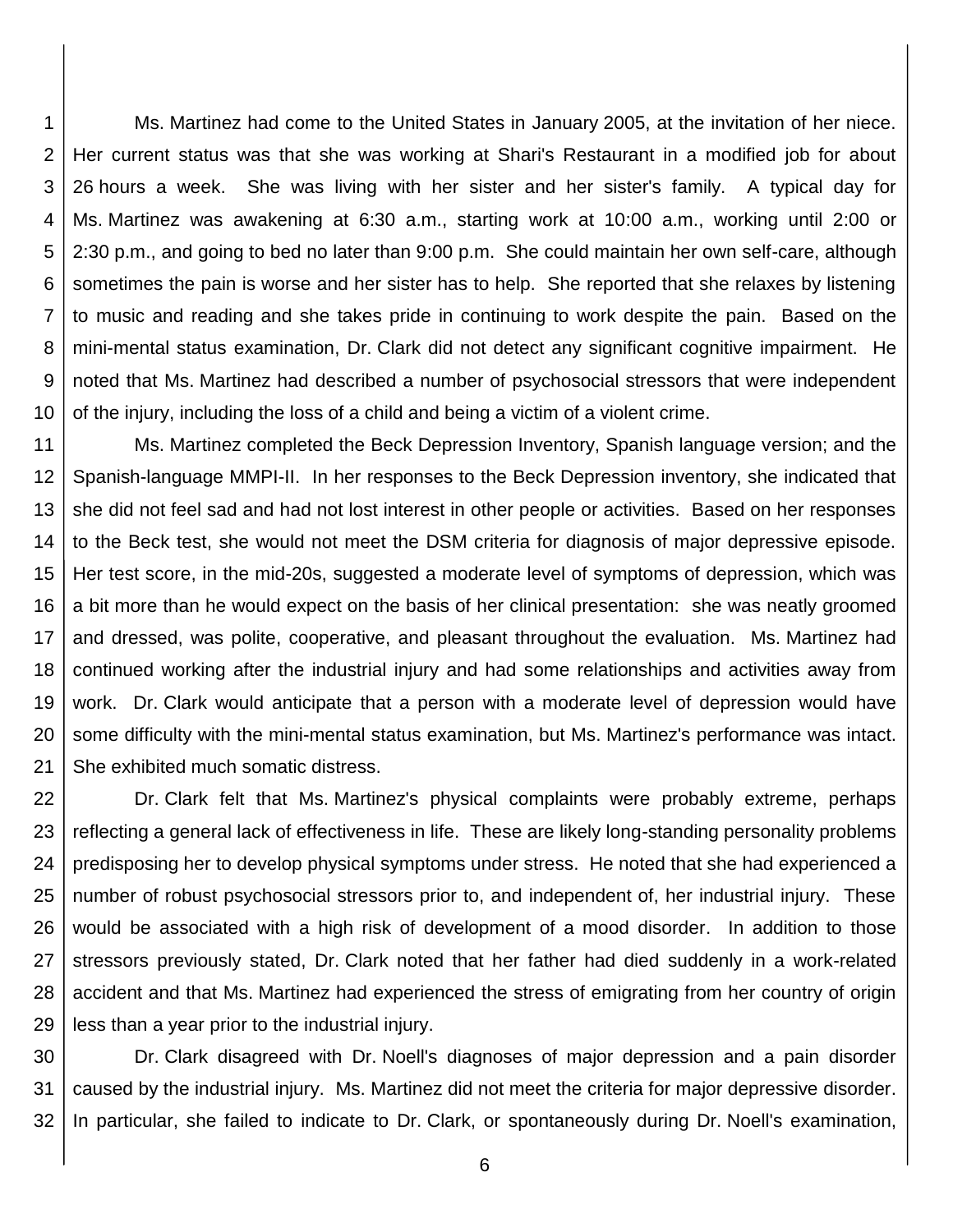Ms. Martinez had come to the United States in January 2005, at the invitation of her niece. Her current status was that she was working at Shari's Restaurant in a modified job for about 26 hours a week. She was living with her sister and her sister's family. A typical day for Ms. Martinez was awakening at 6:30 a.m., starting work at 10:00 a.m., working until 2:00 or 2:30 p.m., and going to bed no later than 9:00 p.m. She could maintain her own self-care, although sometimes the pain is worse and her sister has to help. She reported that she relaxes by listening to music and reading and she takes pride in continuing to work despite the pain. Based on the mini-mental status examination, Dr. Clark did not detect any significant cognitive impairment. He noted that Ms. Martinez had described a number of psychosocial stressors that were independent of the injury, including the loss of a child and being a victim of a violent crime.

Ms. Martinez completed the Beck Depression Inventory, Spanish language version; and the Spanish-language MMPI-II. In her responses to the Beck Depression inventory, she indicated that she did not feel sad and had not lost interest in other people or activities. Based on her responses to the Beck test, she would not meet the DSM criteria for diagnosis of major depressive episode. Her test score, in the mid-20s, suggested a moderate level of symptoms of depression, which was a bit more than he would expect on the basis of her clinical presentation: she was neatly groomed and dressed, was polite, cooperative, and pleasant throughout the evaluation. Ms. Martinez had continued working after the industrial injury and had some relationships and activities away from work. Dr. Clark would anticipate that a person with a moderate level of depression would have some difficulty with the mini-mental status examination, but Ms. Martinez's performance was intact. She exhibited much somatic distress.

Dr. Clark felt that Ms. Martinez's physical complaints were probably extreme, perhaps reflecting a general lack of effectiveness in life. These are likely long-standing personality problems predisposing her to develop physical symptoms under stress. He noted that she had experienced a number of robust psychosocial stressors prior to, and independent of, her industrial injury. These would be associated with a high risk of development of a mood disorder. In addition to those stressors previously stated, Dr. Clark noted that her father had died suddenly in a work-related accident and that Ms. Martinez had experienced the stress of emigrating from her country of origin less than a year prior to the industrial injury.

Dr. Clark disagreed with Dr. Noell's diagnoses of major depression and a pain disorder caused by the industrial injury. Ms. Martinez did not meet the criteria for major depressive disorder. In particular, she failed to indicate to Dr. Clark, or spontaneously during Dr. Noell's examination,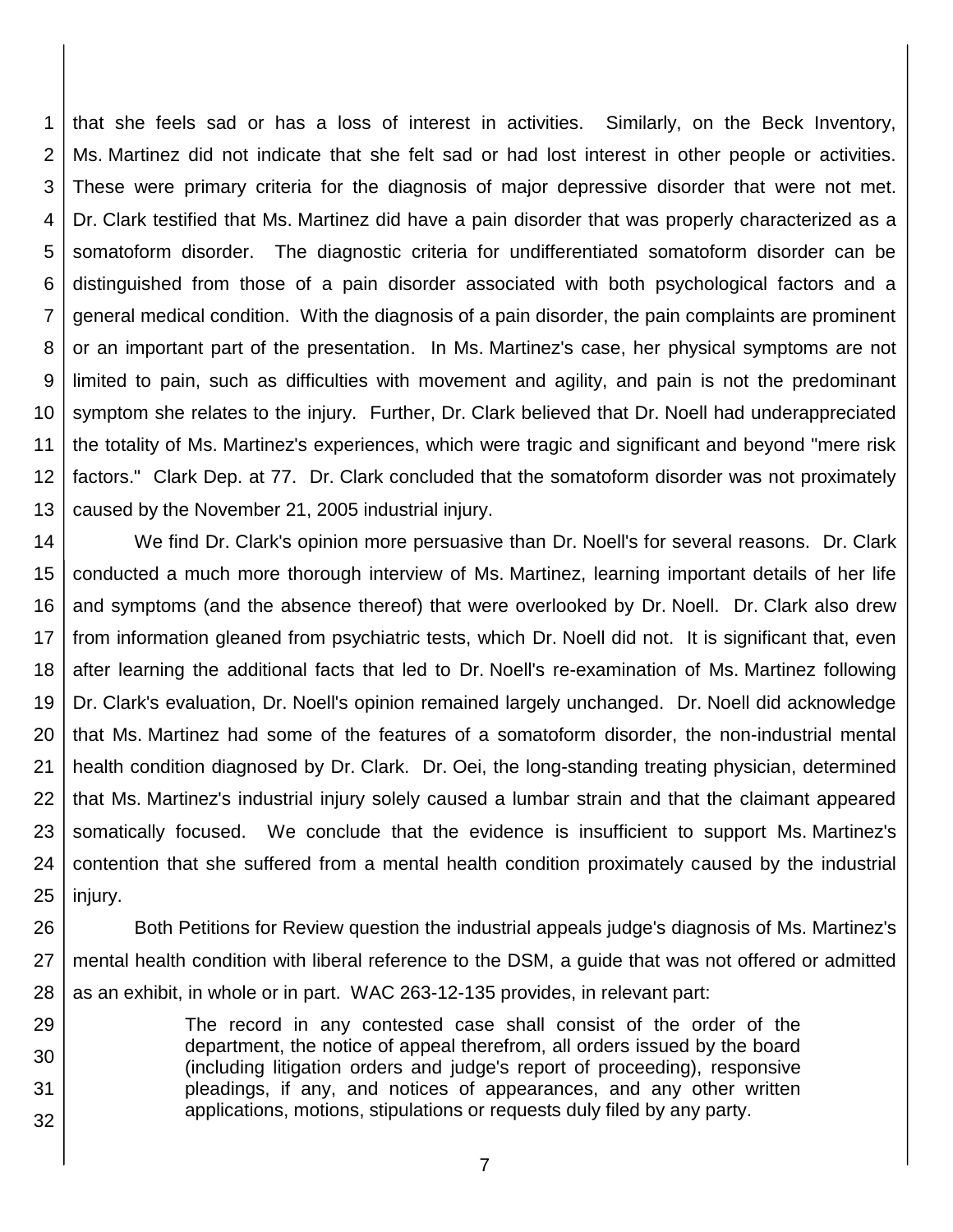that she feels sad or has a loss of interest in activities. Similarly, on the Beck Inventory, Ms. Martinez did not indicate that she felt sad or had lost interest in other people or activities. These were primary criteria for the diagnosis of major depressive disorder that were not met. Dr. Clark testified that Ms. Martinez did have a pain disorder that was properly characterized as a somatoform disorder. The diagnostic criteria for undifferentiated somatoform disorder can be distinguished from those of a pain disorder associated with both psychological factors and a general medical condition. With the diagnosis of a pain disorder, the pain complaints are prominent or an important part of the presentation. In Ms. Martinez's case, her physical symptoms are not limited to pain, such as difficulties with movement and agility, and pain is not the predominant symptom she relates to the injury. Further, Dr. Clark believed that Dr. Noell had underappreciated the totality of Ms. Martinez's experiences, which were tragic and significant and beyond "mere risk factors." Clark Dep. at 77. Dr. Clark concluded that the somatoform disorder was not proximately caused by the November 21, 2005 industrial injury.

We find Dr. Clark's opinion more persuasive than Dr. Noell's for several reasons. Dr. Clark conducted a much more thorough interview of Ms. Martinez, learning important details of her life and symptoms (and the absence thereof) that were overlooked by Dr. Noell. Dr. Clark also drew from information gleaned from psychiatric tests, which Dr. Noell did not. It is significant that, even after learning the additional facts that led to Dr. Noell's re-examination of Ms. Martinez following Dr. Clark's evaluation, Dr. Noell's opinion remained largely unchanged. Dr. Noell did acknowledge that Ms. Martinez had some of the features of a somatoform disorder, the non-industrial mental health condition diagnosed by Dr. Clark. Dr. Oei, the long-standing treating physician, determined that Ms. Martinez's industrial injury solely caused a lumbar strain and that the claimant appeared somatically focused. We conclude that the evidence is insufficient to support Ms. Martinez's contention that she suffered from a mental health condition proximately caused by the industrial injury.

Both Petitions for Review question the industrial appeals judge's diagnosis of Ms. Martinez's mental health condition with liberal reference to the DSM, a guide that was not offered or admitted as an exhibit, in whole or in part. WAC 263-12-135 provides, in relevant part:

> The record in any contested case shall consist of the order of the department, the notice of appeal therefrom, all orders issued by the board (including litigation orders and judge's report of proceeding), responsive pleadings, if any, and notices of appearances, and any other written applications, motions, stipulations or requests duly filed by any party.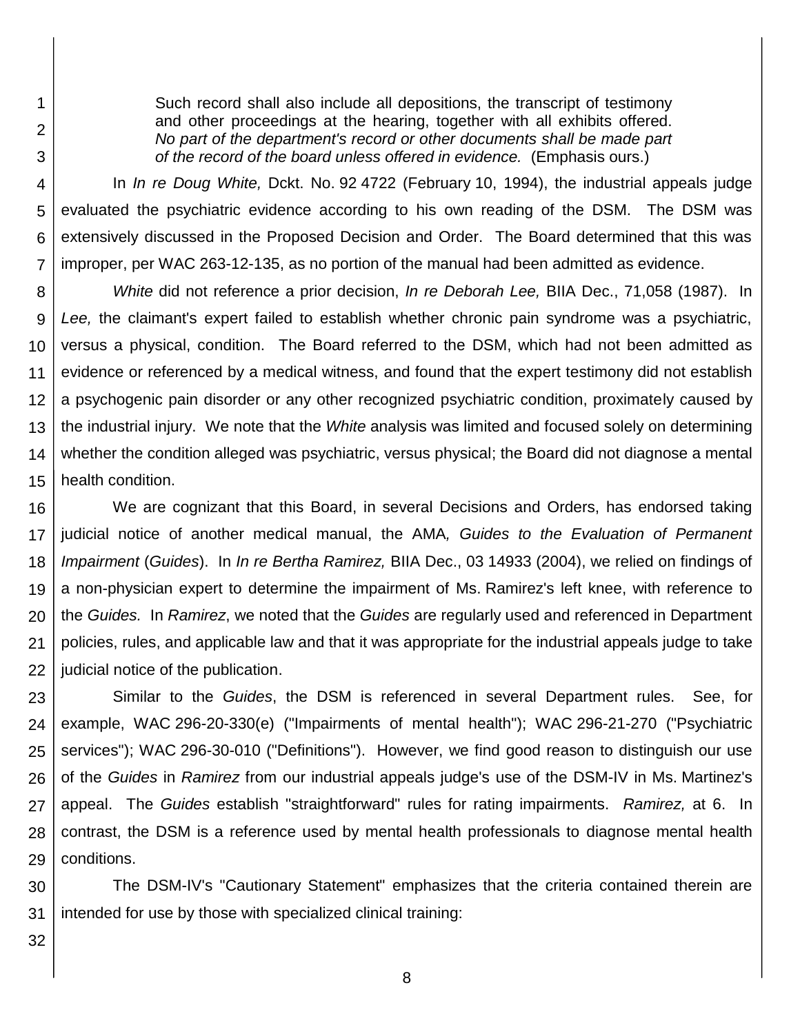> Such record shall also include all depositions, the transcript of testimony and other proceedings at the hearing, together with all exhibits offered. *No part of the department's record or other documents shall be made part of the record of the board unless offered in evidence.* (Emphasis ours.)

In *In re Doug White,* Dckt. No. 92 4722 (February 10, 1994), the industrial appeals judge evaluated the psychiatric evidence according to his own reading of the DSM. The DSM was extensively discussed in the Proposed Decision and Order. The Board determined that this was improper, per WAC 263-12-135, as no portion of the manual had been admitted as evidence.

*White* did not reference a prior decision, *In re Deborah Lee,* BIIA Dec., 71,058 (1987). In *Lee,* the claimant's expert failed to establish whether chronic pain syndrome was a psychiatric, versus a physical, condition. The Board referred to the DSM, which had not been admitted as evidence or referenced by a medical witness, and found that the expert testimony did not establish a psychogenic pain disorder or any other recognized psychiatric condition, proximately caused by the industrial injury. We note that the *White* analysis was limited and focused solely on determining whether the condition alleged was psychiatric, versus physical; the Board did not diagnose a mental health condition.

We are cognizant that this Board, in several Decisions and Orders, has endorsed taking judicial notice of another medical manual, the AMA*, Guides to the Evaluation of Permanent Impairment* (*Guides*). In *In re Bertha Ramirez,* BIIA Dec., 03 14933 (2004), we relied on findings of a non-physician expert to determine the impairment of Ms. Ramirez's left knee, with reference to the *Guides.* In *Ramirez*, we noted that the *Guides* are regularly used and referenced in Department policies, rules, and applicable law and that it was appropriate for the industrial appeals judge to take judicial notice of the publication.

Similar to the *Guides*, the DSM is referenced in several Department rules. See, for example, WAC 296-20-330(e) ("Impairments of mental health"); WAC 296-21-270 ("Psychiatric services"); WAC 296-30-010 ("Definitions"). However, we find good reason to distinguish our use of the *Guides* in *Ramirez* from our industrial appeals judge's use of the DSM-IV in Ms. Martinez's appeal. The *Guides* establish "straightforward" rules for rating impairments. *Ramirez,* at 6. In contrast, the DSM is a reference used by mental health professionals to diagnose mental health conditions.

The DSM-IV's "Cautionary Statement" emphasizes that the criteria contained therein are intended for use by those with specialized clinical training: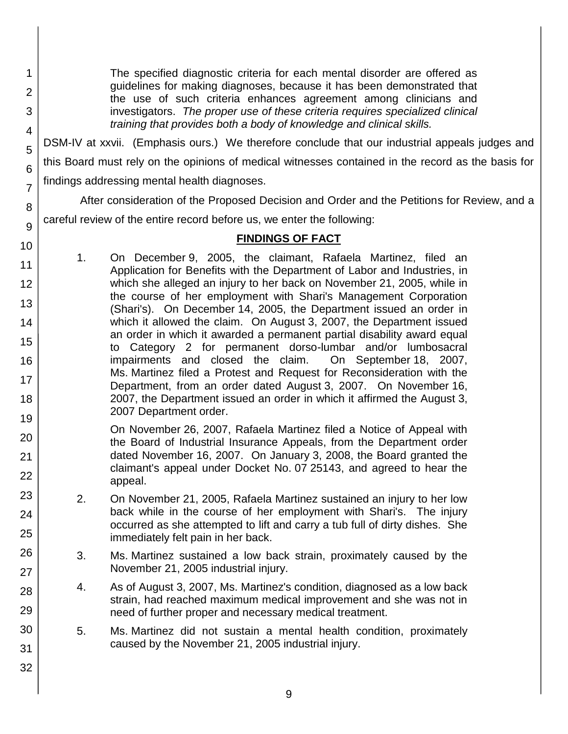> The specified diagnostic criteria for each mental disorder are offered as guidelines for making diagnoses, because it has been demonstrated that the use of such criteria enhances agreement among clinicians and investigators. *The proper use of these criteria requires specialized clinical training that provides both a body of knowledge and clinical skills.*

DSM-IV at xxvii. (Emphasis ours.) We therefore conclude that our industrial appeals judges and this Board must rely on the opinions of medical witnesses contained in the record as the basis for findings addressing mental health diagnoses.

After consideration of the Proposed Decision and Order and the Petitions for Review, and a careful review of the entire record before us, we enter the following:

## FINDINGS OF FACT

1. On December 9, 2005, the claimant, Rafaela Martinez, filed an Application for Benefits with the Department of Labor and Industries, in which she alleged an injury to her back on November 21, 2005, while in the course of her employment with Shari's Management Corporation (Shari's). On December 14, 2005, the Department issued an order in which it allowed the claim. On August 3, 2007, the Department issued an order in which it awarded a permanent partial disability award equal to Category 2 for permanent dorso-lumbar and/or lumbosacral impairments and closed the claim. On September 18, 2007, Ms. Martinez filed a Protest and Request for Reconsideration with the Department, from an order dated August 3, 2007. On November 16, 2007, the Department issued an order in which it affirmed the August 3, 2007 Department order.

   On November 26, 2007, Rafaela Martinez filed a Notice of Appeal with the Board of Industrial Insurance Appeals, from the Department order dated November 16, 2007. On January 3, 2008, the Board granted the claimant's appeal under Docket No. 07 25143, and agreed to hear the appeal.

2. On November 21, 2005, Rafaela Martinez sustained an injury to her low back while in the course of her employment with Shari's. The injury occurred as she attempted to lift and carry a tub full of dirty dishes. She immediately felt pain in her back.

3. Ms. Martinez sustained a low back strain, proximately caused by the November 21, 2005 industrial injury.

4. As of August 3, 2007, Ms. Martinez's condition, diagnosed as a low back strain, had reached maximum medical improvement and she was not in need of further proper and necessary medical treatment.

5. Ms. Martinez did not sustain a mental health condition, proximately caused by the November 21, 2005 industrial injury.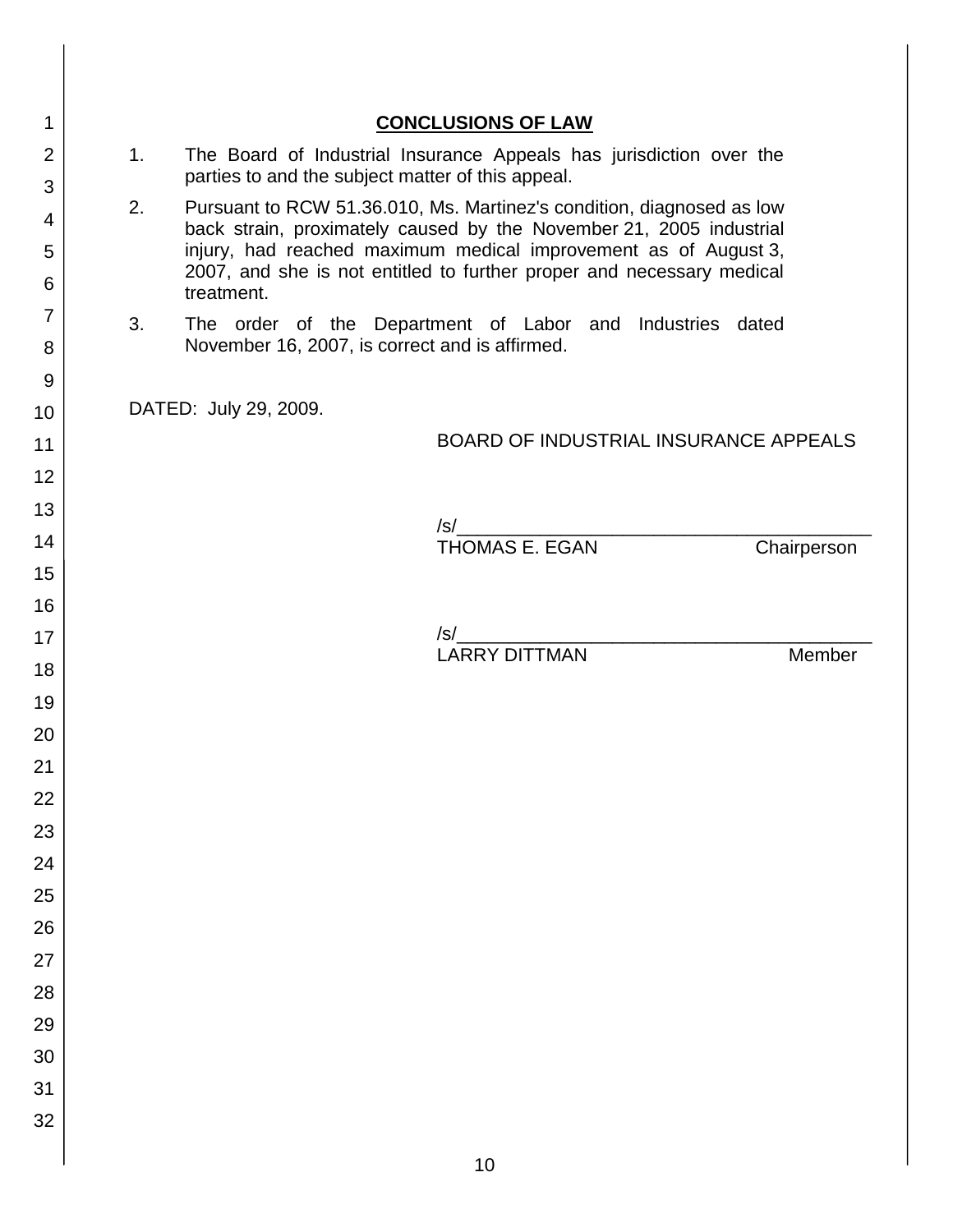## CONCLUSIONS OF LAW

1. The Board of Industrial Insurance Appeals has jurisdiction over the parties to and the subject matter of this appeal.

2. Pursuant to RCW 51.36.010, Ms. Martinez's condition, diagnosed as low back strain, proximately caused by the November 21, 2005 industrial injury, had reached maximum medical improvement as of August 3, 2007, and she is not entitled to further proper and necessary medical treatment.

3. The order of the Department of Labor and Industries dated November 16, 2007, is correct and is affirmed.

DATED: July 29, 2009.

BOARD OF INDUSTRIAL INSURANCE APPEALS

/s/________________________________________
THOMAS E. EGAN Chairperson

/s/________________________________________
LARRY DITTMAN Member